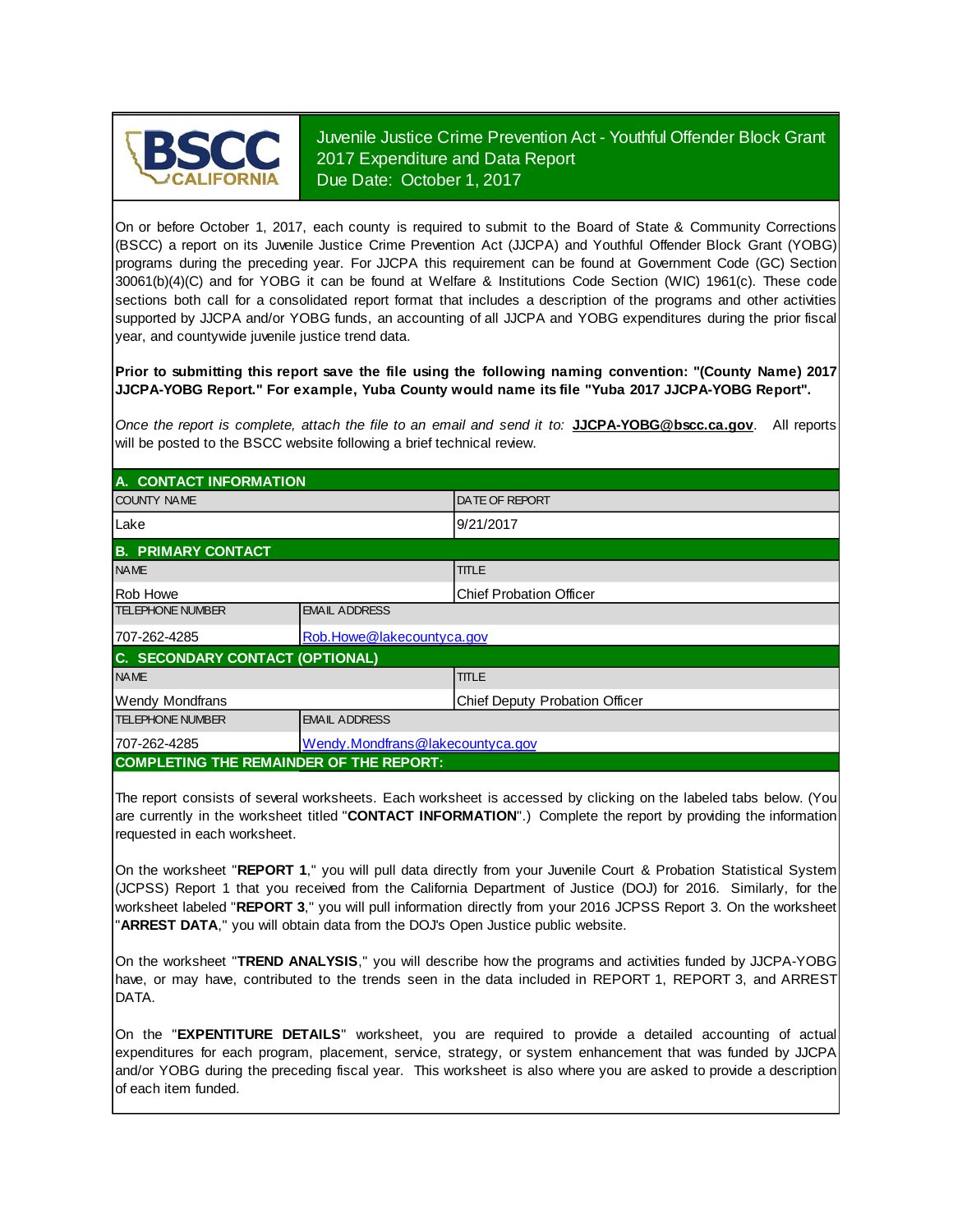BSCC CALIFORNIA

# Juvenile Justice Crime Prevention Act - Youthful Offender Block Grant 2017 Expenditure and Data Report

Due Date: October 1, 2017

On or before October 1, 2017, each county is required to submit to the Board of State & Community Corrections (BSCC) a report on its Juvenile Justice Crime Prevention Act (JJCPA) and Youthful Offender Block Grant (YOBG) programs during the preceding year. For JJCPA this requirement can be found at Government Code (GC) Section 30061(b)(4)(C) and for YOBG it can be found at Welfare & Institutions Code Section (WIC) 1961(c). These code sections both call for a consolidated report format that includes a description of the programs and other activities supported by JJCPA and/or YOBG funds, an accounting of all JJCPA and YOBG expenditures during the prior fiscal year, and countywide juvenile justice trend data.

**Prior to submitting this report save the file using the following naming convention: "(County Name) 2017 JJCPA-YOBG Report." For example, Yuba County would name its file "Yuba 2017 JJCPA-YOBG Report".**

*Once the report is complete, attach the file to an email and send it to:* **JJCPA-YOBG@bscc.ca.gov**. All reports will be posted to the BSCC website following a brief technical review.

## A. CONTACT INFORMATION

| COUNTY NAME | DATE OF REPORT |
|---|---|
| Lake | 9/21/2017 |

## B. PRIMARY CONTACT

| NAME | TITLE |
|---|---|
| Rob Howe | Chief Probation Officer |

| TELEPHONE NUMBER | EMAIL ADDRESS |
|---|---|
| 707-262-4285 | Rob.Howe@lakecountyca.gov |

## C. SECONDARY CONTACT (OPTIONAL)

| NAME | TITLE |
|---|---|
| Wendy Mondfrans | Chief Deputy Probation Officer |

| TELEPHONE NUMBER | EMAIL ADDRESS |
|---|---|
| 707-262-4285 | Wendy.Mondfrans@lakecountyca.gov |

## COMPLETING THE REMAINDER OF THE REPORT:

The report consists of several worksheets. Each worksheet is accessed by clicking on the labeled tabs below. (You are currently in the worksheet titled "**CONTACT INFORMATION**".) Complete the report by providing the information requested in each worksheet.

On the worksheet "**REPORT 1**," you will pull data directly from your Juvenile Court & Probation Statistical System (JCPSS) Report 1 that you received from the California Department of Justice (DOJ) for 2016. Similarly, for the worksheet labeled "**REPORT 3**," you will pull information directly from your 2016 JCPSS Report 3. On the worksheet "**ARREST DATA**," you will obtain data from the DOJ's Open Justice public website.

On the worksheet "**TREND ANALYSIS**," you will describe how the programs and activities funded by JJCPA-YOBG have, or may have, contributed to the trends seen in the data included in REPORT 1, REPORT 3, and ARREST DATA.

On the "**EXPENTITURE DETAILS**" worksheet, you are required to provide a detailed accounting of actual expenditures for each program, placement, service, strategy, or system enhancement that was funded by JJCPA and/or YOBG during the preceding fiscal year. This worksheet is also where you are asked to provide a description of each item funded.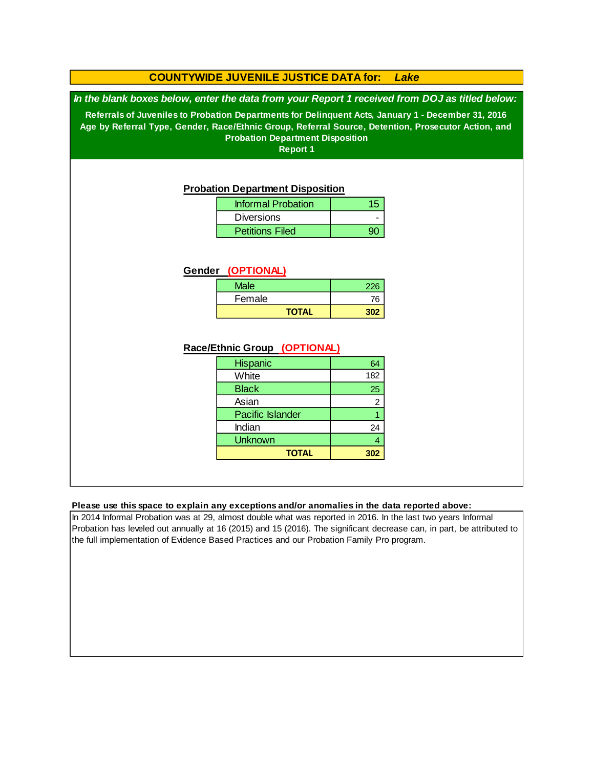# COUNTYWIDE JUVENILE JUSTICE DATA for: *Lake*

***In the blank boxes below, enter the data from your Report 1 received from DOJ as titled below:***

**Referrals of Juveniles to Probation Departments for Delinquent Acts, January 1 - December 31, 2016**
**Age by Referral Type, Gender, Race/Ethnic Group, Referral Source, Detention, Prosecutor Action, and Probation Department Disposition**
**Report 1**

## Probation Department Disposition

| | |
|---|---|
| Informal Probation | 15 |
| Diversions | - |
| Petitions Filed | 90 |

## Gender (OPTIONAL)

| | |
|---|---|
| Male | 226 |
| Female | 76 |
| **TOTAL** | **302** |

## Race/Ethnic Group (OPTIONAL)

| | |
|---|---|
| Hispanic | 64 |
| White | 182 |
| Black | 25 |
| Asian | 2 |
| Pacific Islander | 1 |
| Indian | 24 |
| Unknown | 4 |
| **TOTAL** | **302** |

**Please use this space to explain any exceptions and/or anomalies in the data reported above:**

In 2014 Informal Probation was at 29, almost double what was reported in 2016. In the last two years Informal Probation has leveled out annually at 16 (2015) and 15 (2016). The significant decrease can, in part, be attributed to the full implementation of Evidence Based Practices and our Probation Family Pro program.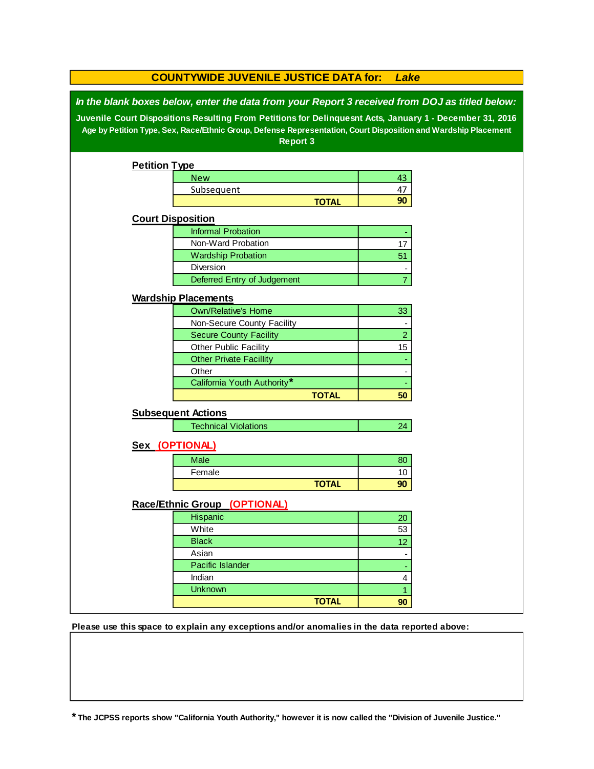# COUNTYWIDE JUVENILE JUSTICE DATA for: *Lake*

***In the blank boxes below, enter the data from your Report 3 received from DOJ as titled below:***

**Juvenile Court Dispositions Resulting From Petitions for Delinquesnt Acts, January 1 - December 31, 2016**

**Age by Petition Type, Sex, Race/Ethnic Group, Defense Representation, Court Disposition and Wardship Placement**

**Report 3**

## Petition Type

| | |
|---|---|
| New | 43 |
| Subsequent | 47 |
| **TOTAL** | **90** |

## Court Disposition

| | |
|---|---|
| Informal Probation | - |
| Non-Ward Probation | 17 |
| Wardship Probation | 51 |
| Diversion | - |
| Deferred Entry of Judgement | 7 |

## Wardship Placements

| | |
|---|---|
| Own/Relative's Home | 33 |
| Non-Secure County Facility | - |
| Secure County Facility | 2 |
| Other Public Facility | 15 |
| Other Private Facillity | - |
| Other | - |
| California Youth Authority* | - |
| **TOTAL** | **50** |

## Subsequent Actions

| | |
|---|---|
| Technical Violations | 24 |

## Sex (OPTIONAL)

| | |
|---|---|
| Male | 80 |
| Female | 10 |
| **TOTAL** | **90** |

## Race/Ethnic Group (OPTIONAL)

| | |
|---|---|
| Hispanic | 20 |
| White | 53 |
| Black | 12 |
| Asian | - |
| Pacific Islander | - |
| Indian | 4 |
| Unknown | 1 |
| **TOTAL** | **90** |

**Please use this space to explain any exceptions and/or anomalies in the data reported above:**

**\* The JCPSS reports show "California Youth Authority," however it is now called the "Division of Juvenile Justice."**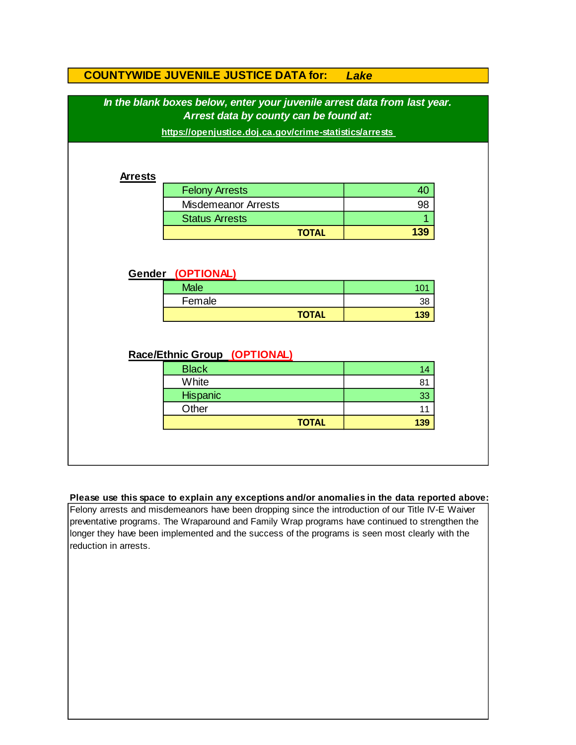## COUNTYWIDE JUVENILE JUSTICE DATA for: *Lake*

***In the blank boxes below, enter your juvenile arrest data from last year. Arrest data by county can be found at:***

**https://openjustice.doj.ca.gov/crime-statistics/arrests**

### Arrests

| | |
|---|---|
| Felony Arrests | 40 |
| Misdemeanor Arrests | 98 |
| Status Arrests | 1 |
| **TOTAL** | **139** |

### Gender (OPTIONAL)

| | |
|---|---|
| Male | 101 |
| Female | 38 |
| **TOTAL** | **139** |

### Race/Ethnic Group (OPTIONAL)

| | |
|---|---|
| Black | 14 |
| White | 81 |
| Hispanic | 33 |
| Other | 11 |
| **TOTAL** | **139** |

**Please use this space to explain any exceptions and/or anomalies in the data reported above:**

Felony arrests and misdemeanors have been dropping since the introduction of our Title IV-E Waiver preventative programs. The Wraparound and Family Wrap programs have continued to strengthen the longer they have been implemented and the success of the programs is seen most clearly with the reduction in arrests.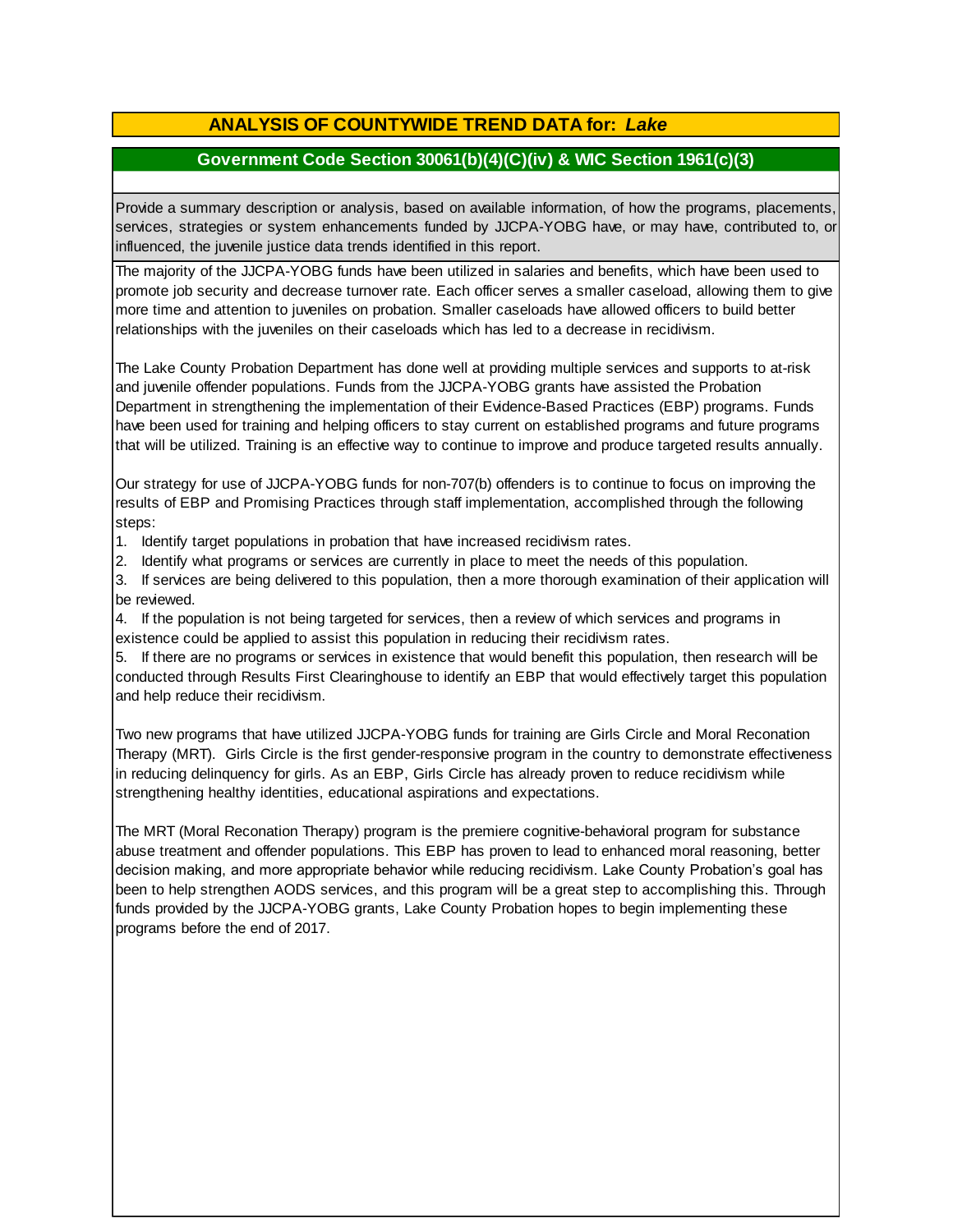## ANALYSIS OF COUNTYWIDE TREND DATA for: *Lake*

### Government Code Section 30061(b)(4)(C)(iv) & WIC Section 1961(c)(3)

Provide a summary description or analysis, based on available information, of how the programs, placements, services, strategies or system enhancements funded by JJCPA-YOBG have, or may have, contributed to, or influenced, the juvenile justice data trends identified in this report.

The majority of the JJCPA-YOBG funds have been utilized in salaries and benefits, which have been used to promote job security and decrease turnover rate. Each officer serves a smaller caseload, allowing them to give more time and attention to juveniles on probation. Smaller caseloads have allowed officers to build better relationships with the juveniles on their caseloads which has led to a decrease in recidivism.

The Lake County Probation Department has done well at providing multiple services and supports to at-risk and juvenile offender populations. Funds from the JJCPA-YOBG grants have assisted the Probation Department in strengthening the implementation of their Evidence-Based Practices (EBP) programs. Funds have been used for training and helping officers to stay current on established programs and future programs that will be utilized. Training is an effective way to continue to improve and produce targeted results annually.

Our strategy for use of JJCPA-YOBG funds for non-707(b) offenders is to continue to focus on improving the results of EBP and Promising Practices through staff implementation, accomplished through the following steps:

1. Identify target populations in probation that have increased recidivism rates.
2. Identify what programs or services are currently in place to meet the needs of this population.
3. If services are being delivered to this population, then a more thorough examination of their application will be reviewed.
4. If the population is not being targeted for services, then a review of which services and programs in existence could be applied to assist this population in reducing their recidivism rates.
5. If there are no programs or services in existence that would benefit this population, then research will be conducted through Results First Clearinghouse to identify an EBP that would effectively target this population and help reduce their recidivism.

Two new programs that have utilized JJCPA-YOBG funds for training are Girls Circle and Moral Reconation Therapy (MRT). Girls Circle is the first gender-responsive program in the country to demonstrate effectiveness in reducing delinquency for girls. As an EBP, Girls Circle has already proven to reduce recidivism while strengthening healthy identities, educational aspirations and expectations.

The MRT (Moral Reconation Therapy) program is the premiere cognitive-behavioral program for substance abuse treatment and offender populations. This EBP has proven to lead to enhanced moral reasoning, better decision making, and more appropriate behavior while reducing recidivism. Lake County Probation's goal has been to help strengthen AODS services, and this program will be a great step to accomplishing this. Through funds provided by the JJCPA-YOBG grants, Lake County Probation hopes to begin implementing these programs before the end of 2017.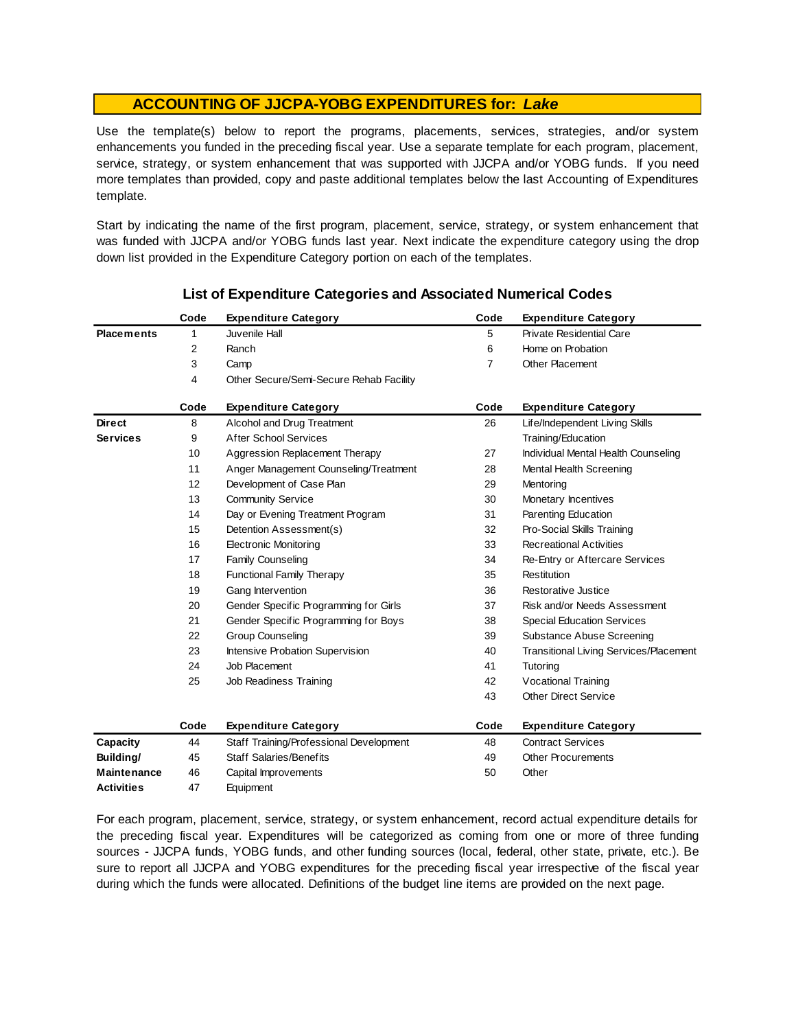## ACCOUNTING OF JJCPA-YOBG EXPENDITURES for: *Lake*

Use the template(s) below to report the programs, placements, services, strategies, and/or system enhancements you funded in the preceding fiscal year. Use a separate template for each program, placement, service, strategy, or system enhancement that was supported with JJCPA and/or YOBG funds. If you need more templates than provided, copy and paste additional templates below the last Accounting of Expenditures template.

Start by indicating the name of the first program, placement, service, strategy, or system enhancement that was funded with JJCPA and/or YOBG funds last year. Next indicate the expenditure category using the drop down list provided in the Expenditure Category portion on each of the templates.

### List of Expenditure Categories and Associated Numerical Codes

| | Code | Expenditure Category | Code | Expenditure Category |
|---|---|---|---|---|
| **Placements** | 1 | Juvenile Hall | 5 | Private Residential Care |
| | 2 | Ranch | 6 | Home on Probation |
| | 3 | Camp | 7 | Other Placement |
| | 4 | Other Secure/Semi-Secure Rehab Facility | | |

| | Code | Expenditure Category | Code | Expenditure Category |
|---|---|---|---|---|
| **Direct Services** | 8 | Alcohol and Drug Treatment | 26 | Life/Independent Living Skills Training/Education |
| | 9 | After School Services | | |
| | 10 | Aggression Replacement Therapy | 27 | Individual Mental Health Counseling |
| | 11 | Anger Management Counseling/Treatment | 28 | Mental Health Screening |
| | 12 | Development of Case Plan | 29 | Mentoring |
| | 13 | Community Service | 30 | Monetary Incentives |
| | 14 | Day or Evening Treatment Program | 31 | Parenting Education |
| | 15 | Detention Assessment(s) | 32 | Pro-Social Skills Training |
| | 16 | Electronic Monitoring | 33 | Recreational Activities |
| | 17 | Family Counseling | 34 | Re-Entry or Aftercare Services |
| | 18 | Functional Family Therapy | 35 | Restitution |
| | 19 | Gang Intervention | 36 | Restorative Justice |
| | 20 | Gender Specific Programming for Girls | 37 | Risk and/or Needs Assessment |
| | 21 | Gender Specific Programming for Boys | 38 | Special Education Services |
| | 22 | Group Counseling | 39 | Substance Abuse Screening |
| | 23 | Intensive Probation Supervision | 40 | Transitional Living Services/Placement |
| | 24 | Job Placement | 41 | Tutoring |
| | 25 | Job Readiness Training | 42 | Vocational Training |
| | | | 43 | Other Direct Service |

| | Code | Expenditure Category | Code | Expenditure Category |
|---|---|---|---|---|
| **Capacity Building/ Maintenance Activities** | 44 | Staff Training/Professional Development | 48 | Contract Services |
| | 45 | Staff Salaries/Benefits | 49 | Other Procurements |
| | 46 | Capital Improvements | 50 | Other |
| | 47 | Equipment | | |

For each program, placement, service, strategy, or system enhancement, record actual expenditure details for the preceding fiscal year. Expenditures will be categorized as coming from one or more of three funding sources - JJCPA funds, YOBG funds, and other funding sources (local, federal, other state, private, etc.). Be sure to report all JJCPA and YOBG expenditures for the preceding fiscal year irrespective of the fiscal year during which the funds were allocated. Definitions of the budget line items are provided on the next page.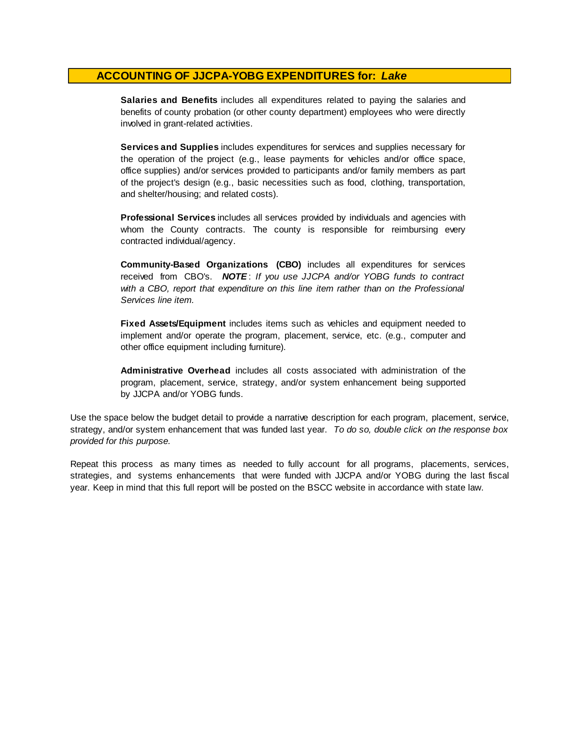## ACCOUNTING OF JJCPA-YOBG EXPENDITURES for: *Lake*

**Salaries and Benefits** includes all expenditures related to paying the salaries and benefits of county probation (or other county department) employees who were directly involved in grant-related activities.

**Services and Supplies** includes expenditures for services and supplies necessary for the operation of the project (e.g., lease payments for vehicles and/or office space, office supplies) and/or services provided to participants and/or family members as part of the project's design (e.g., basic necessities such as food, clothing, transportation, and shelter/housing; and related costs).

**Professional Services** includes all services provided by individuals and agencies with whom the County contracts. The county is responsible for reimbursing every contracted individual/agency.

**Community-Based Organizations (CBO)** includes all expenditures for services received from CBO's. ***NOTE***: *If you use JJCPA and/or YOBG funds to contract with a CBO, report that expenditure on this line item rather than on the Professional Services line item.*

**Fixed Assets/Equipment** includes items such as vehicles and equipment needed to implement and/or operate the program, placement, service, etc. (e.g., computer and other office equipment including furniture).

**Administrative Overhead** includes all costs associated with administration of the program, placement, service, strategy, and/or system enhancement being supported by JJCPA and/or YOBG funds.

Use the space below the budget detail to provide a narrative description for each program, placement, service, strategy, and/or system enhancement that was funded last year. *To do so, double click on the response box provided for this purpose.*

Repeat this process as many times as needed to fully account for all programs, placements, services, strategies, and systems enhancements that were funded with JJCPA and/or YOBG during the last fiscal year. Keep in mind that this full report will be posted on the BSCC website in accordance with state law.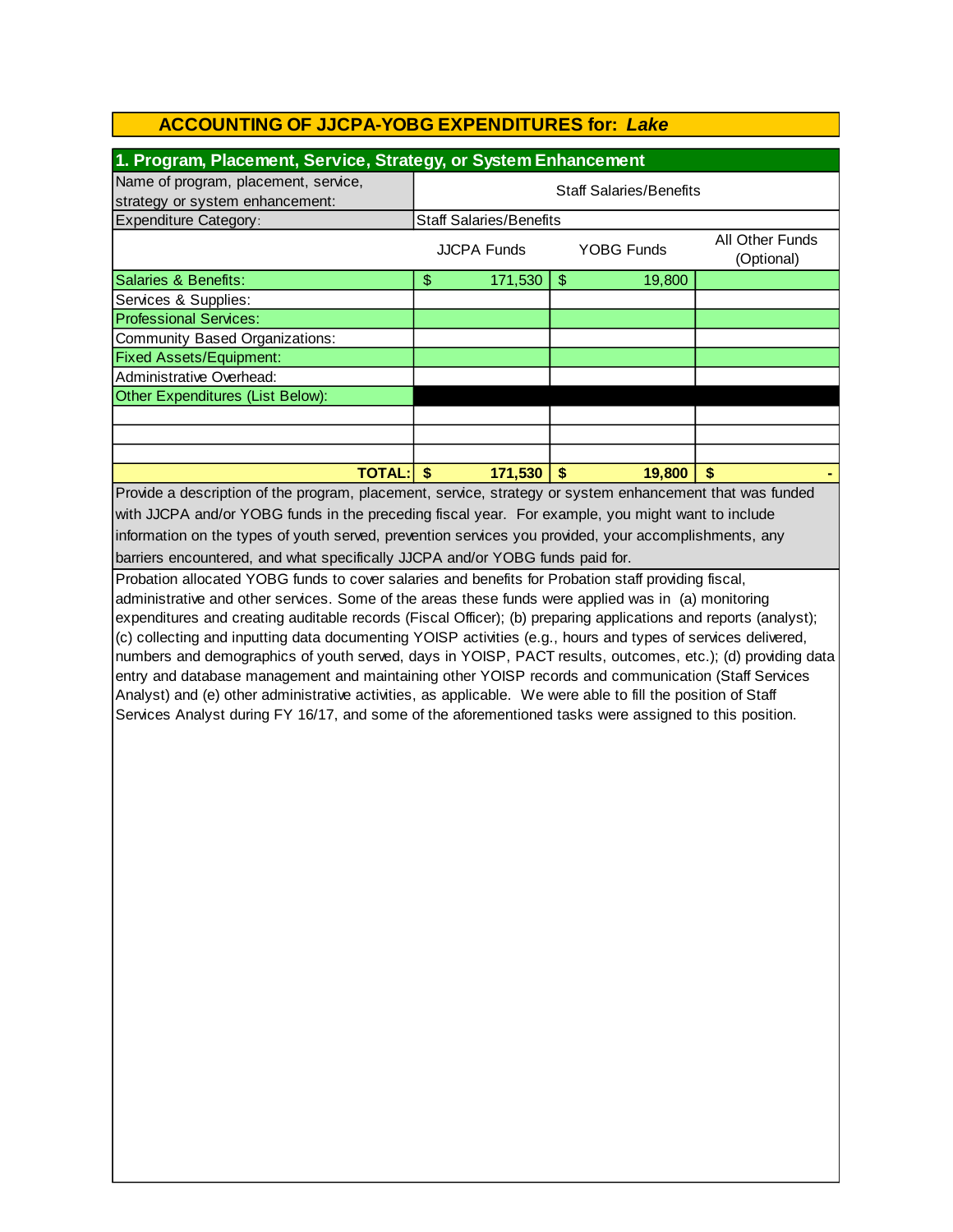## ACCOUNTING OF JJCPA-YOBG EXPENDITURES for: *Lake*

### 1. Program, Placement, Service, Strategy, or System Enhancement

| | | | |
|---|---|---|---|
| Name of program, placement, service, strategy or system enhancement: | Staff Salaries/Benefits | | |
| Expenditure Category: | Staff Salaries/Benefits | | |
| | JJCPA Funds | YOBG Funds | All Other Funds (Optional) |
| Salaries & Benefits: | $ 171,530 | $ 19,800 | |
| Services & Supplies: | | | |
| Professional Services: | | | |
| Community Based Organizations: | | | |
| Fixed Assets/Equipment: | | | |
| Administrative Overhead: | | | |
| Other Expenditures (List Below): | | | |
| | | | |
| | | | |
| | | | |
| **TOTAL:** | **$ 171,530** | **$ 19,800** | **$ -** |

Provide a description of the program, placement, service, strategy or system enhancement that was funded with JJCPA and/or YOBG funds in the preceding fiscal year. For example, you might want to include information on the types of youth served, prevention services you provided, your accomplishments, any barriers encountered, and what specifically JJCPA and/or YOBG funds paid for.

Probation allocated YOBG funds to cover salaries and benefits for Probation staff providing fiscal, administrative and other services. Some of the areas these funds were applied was in (a) monitoring expenditures and creating auditable records (Fiscal Officer); (b) preparing applications and reports (analyst); (c) collecting and inputting data documenting YOISP activities (e.g., hours and types of services delivered, numbers and demographics of youth served, days in YOISP, PACT results, outcomes, etc.); (d) providing data entry and database management and maintaining other YOISP records and communication (Staff Services Analyst) and (e) other administrative activities, as applicable. We were able to fill the position of Staff Services Analyst during FY 16/17, and some of the aforementioned tasks were assigned to this position.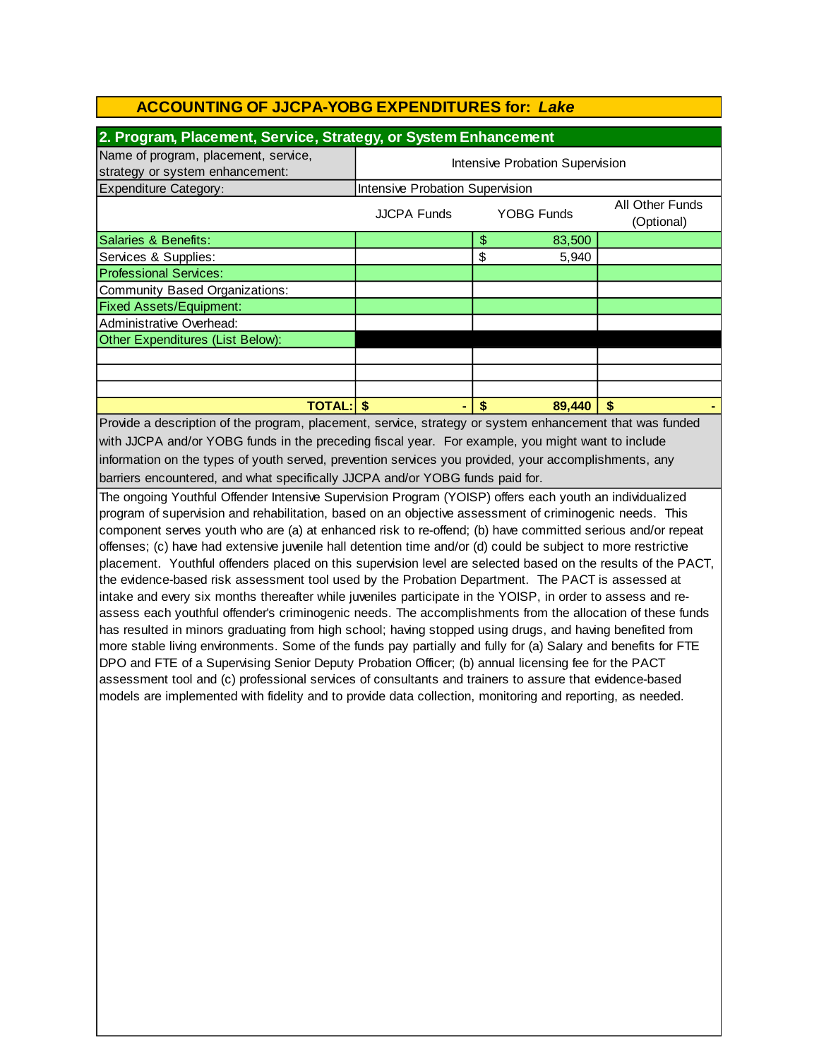## ACCOUNTING OF JJCPA-YOBG EXPENDITURES for: *Lake*

### 2. Program, Placement, Service, Strategy, or System Enhancement

| | | | |
|---|---|---|---|
| Name of program, placement, service, strategy or system enhancement: | Intensive Probation Supervision | | |
| Expenditure Category: | Intensive Probation Supervision | | |
| | JJCPA Funds | YOBG Funds | All Other Funds (Optional) |
| Salaries & Benefits: | | $ 83,500 | |
| Services & Supplies: | | $ 5,940 | |
| Professional Services: | | | |
| Community Based Organizations: | | | |
| Fixed Assets/Equipment: | | | |
| Administrative Overhead: | | | |
| Other Expenditures (List Below): | | | |
| | | | |
| | | | |
| | | | |
| **TOTAL:** | **$ -** | **$ 89,440** | **$ -** |

Provide a description of the program, placement, service, strategy or system enhancement that was funded with JJCPA and/or YOBG funds in the preceding fiscal year. For example, you might want to include information on the types of youth served, prevention services you provided, your accomplishments, any barriers encountered, and what specifically JJCPA and/or YOBG funds paid for.

The ongoing Youthful Offender Intensive Supervision Program (YOISP) offers each youth an individualized program of supervision and rehabilitation, based on an objective assessment of criminogenic needs. This component serves youth who are (a) at enhanced risk to re-offend; (b) have committed serious and/or repeat offenses; (c) have had extensive juvenile hall detention time and/or (d) could be subject to more restrictive placement. Youthful offenders placed on this supervision level are selected based on the results of the PACT, the evidence-based risk assessment tool used by the Probation Department. The PACT is assessed at intake and every six months thereafter while juveniles participate in the YOISP, in order to assess and re-assess each youthful offender's criminogenic needs. The accomplishments from the allocation of these funds has resulted in minors graduating from high school; having stopped using drugs, and having benefited from more stable living environments. Some of the funds pay partially and fully for (a) Salary and benefits for FTE DPO and FTE of a Supervising Senior Deputy Probation Officer; (b) annual licensing fee for the PACT assessment tool and (c) professional services of consultants and trainers to assure that evidence-based models are implemented with fidelity and to provide data collection, monitoring and reporting, as needed.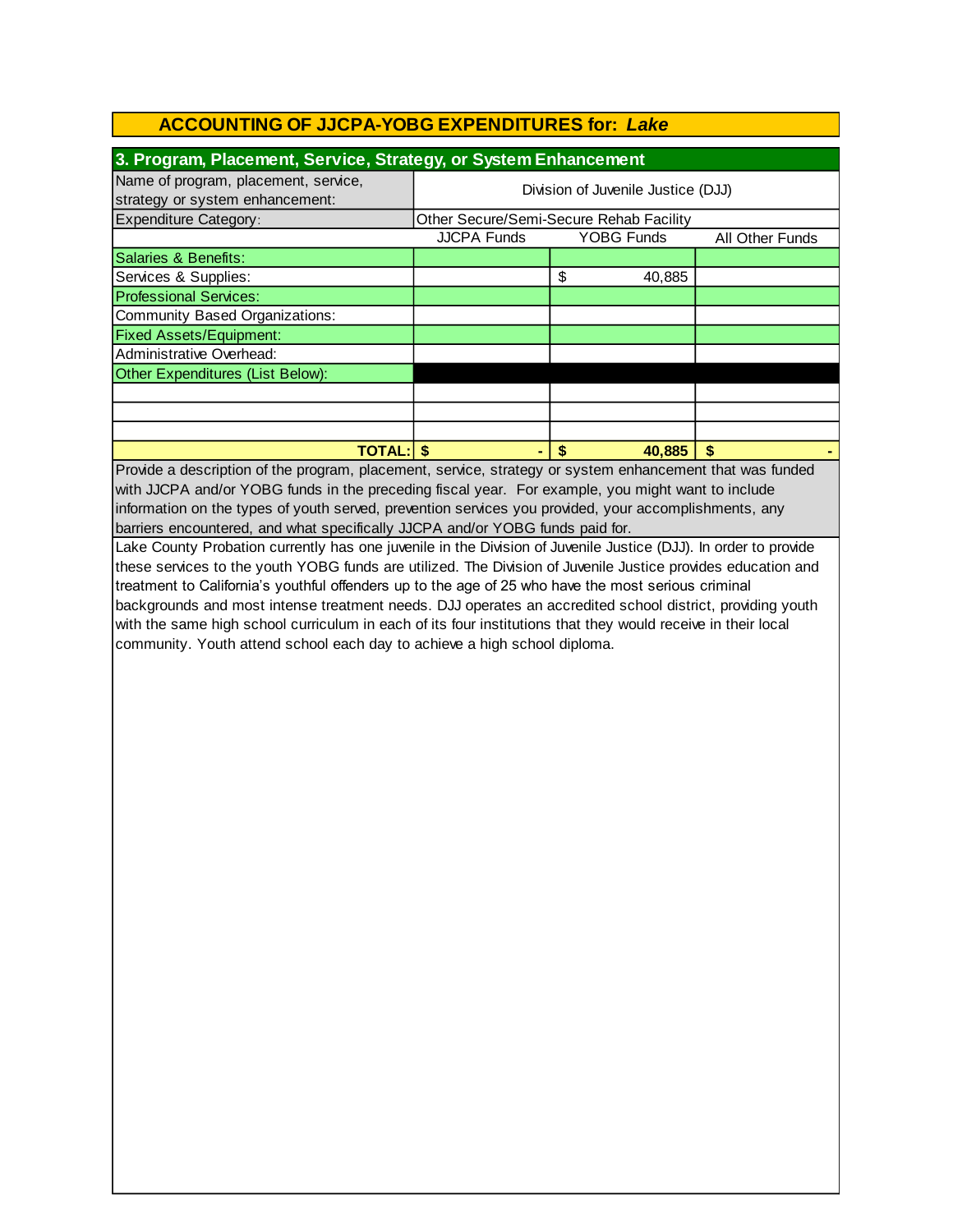## ACCOUNTING OF JJCPA-YOBG EXPENDITURES for: *Lake*

### 3. Program, Placement, Service, Strategy, or System Enhancement

| | | | |
|---|---|---|---|
| Name of program, placement, service, strategy or system enhancement: | Division of Juvenile Justice (DJJ) | | |
| Expenditure Category: | Other Secure/Semi-Secure Rehab Facility | | |
| | JJCPA Funds | YOBG Funds | All Other Funds |
| Salaries & Benefits: | | | |
| Services & Supplies: | | $ 40,885 | |
| Professional Services: | | | |
| Community Based Organizations: | | | |
| Fixed Assets/Equipment: | | | |
| Administrative Overhead: | | | |
| Other Expenditures (List Below): | | | |
| | | | |
| | | | |
| | | | |
| **TOTAL:** | **$ -** | **$ 40,885** | **$ -** |

Provide a description of the program, placement, service, strategy or system enhancement that was funded with JJCPA and/or YOBG funds in the preceding fiscal year. For example, you might want to include information on the types of youth served, prevention services you provided, your accomplishments, any barriers encountered, and what specifically JJCPA and/or YOBG funds paid for.

Lake County Probation currently has one juvenile in the Division of Juvenile Justice (DJJ). In order to provide these services to the youth YOBG funds are utilized. The Division of Juvenile Justice provides education and treatment to California's youthful offenders up to the age of 25 who have the most serious criminal backgrounds and most intense treatment needs. DJJ operates an accredited school district, providing youth with the same high school curriculum in each of its four institutions that they would receive in their local community. Youth attend school each day to achieve a high school diploma.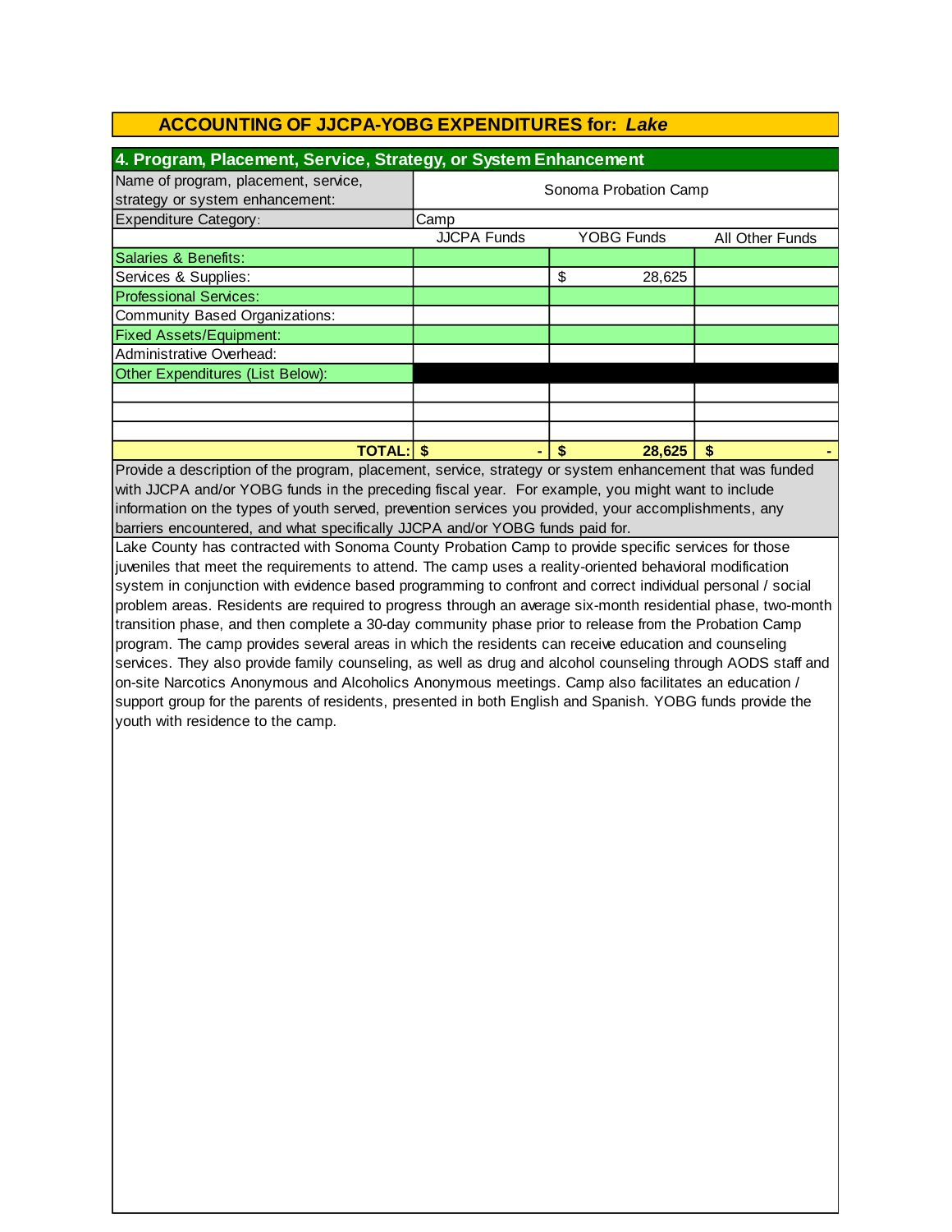## ACCOUNTING OF JJCPA-YOBG EXPENDITURES for: *Lake*

### 4. Program, Placement, Service, Strategy, or System Enhancement

| | | | |
|---|---|---|---|
| Name of program, placement, service, strategy or system enhancement: | Sonoma Probation Camp | | |
| Expenditure Category: | Camp | | |
| | JJCPA Funds | YOBG Funds | All Other Funds |
| Salaries & Benefits: | | | |
| Services & Supplies: | | $ 28,625 | |
| Professional Services: | | | |
| Community Based Organizations: | | | |
| Fixed Assets/Equipment: | | | |
| Administrative Overhead: | | | |
| Other Expenditures (List Below): | | | |
| | | | |
| | | | |
| | | | |
| **TOTAL:** | **$ -** | **$ 28,625** | **$ -** |

Provide a description of the program, placement, service, strategy or system enhancement that was funded with JJCPA and/or YOBG funds in the preceding fiscal year. For example, you might want to include information on the types of youth served, prevention services you provided, your accomplishments, any barriers encountered, and what specifically JJCPA and/or YOBG funds paid for.

Lake County has contracted with Sonoma County Probation Camp to provide specific services for those juveniles that meet the requirements to attend. The camp uses a reality-oriented behavioral modification system in conjunction with evidence based programming to confront and correct individual personal / social problem areas. Residents are required to progress through an average six-month residential phase, two-month transition phase, and then complete a 30-day community phase prior to release from the Probation Camp program. The camp provides several areas in which the residents can receive education and counseling services. They also provide family counseling, as well as drug and alcohol counseling through AODS staff and on-site Narcotics Anonymous and Alcoholics Anonymous meetings. Camp also facilitates an education / support group for the parents of residents, presented in both English and Spanish. YOBG funds provide the youth with residence to the camp.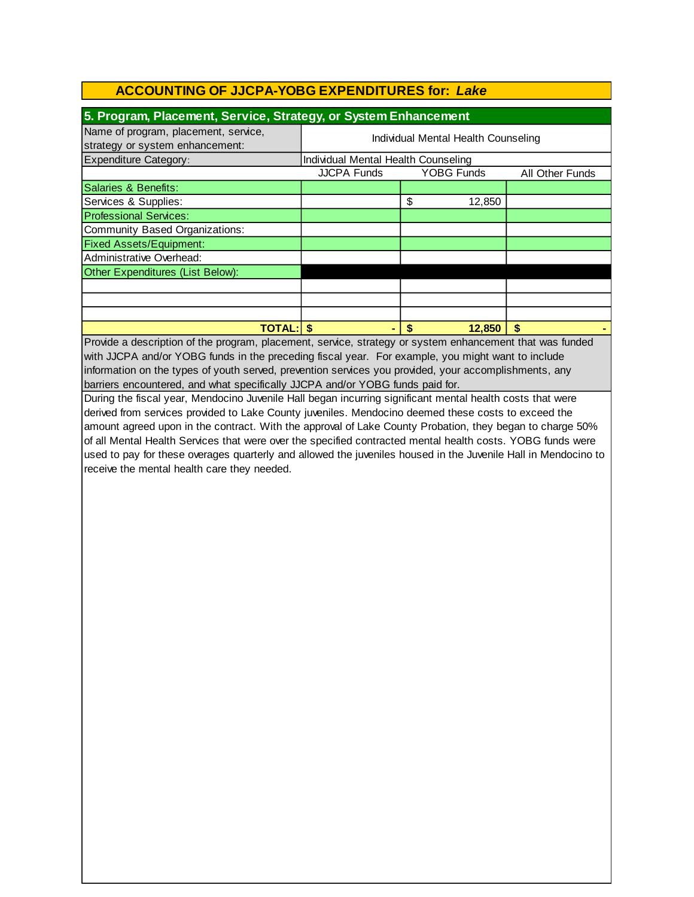## ACCOUNTING OF JJCPA-YOBG EXPENDITURES for: *Lake*

### 5. Program, Placement, Service, Strategy, or System Enhancement

| | | | |
|---|---|---|---|
| Name of program, placement, service, strategy or system enhancement: | Individual Mental Health Counseling | | |
| Expenditure Category: | Individual Mental Health Counseling | | |
| | JJCPA Funds | YOBG Funds | All Other Funds |
| Salaries & Benefits: | | | |
| Services & Supplies: | | $ 12,850 | |
| Professional Services: | | | |
| Community Based Organizations: | | | |
| Fixed Assets/Equipment: | | | |
| Administrative Overhead: | | | |
| Other Expenditures (List Below): | | | |
| | | | |
| | | | |
| | | | |
| **TOTAL:** | **$ -** | **$ 12,850** | **$ -** |

Provide a description of the program, placement, service, strategy or system enhancement that was funded with JJCPA and/or YOBG funds in the preceding fiscal year. For example, you might want to include information on the types of youth served, prevention services you provided, your accomplishments, any barriers encountered, and what specifically JJCPA and/or YOBG funds paid for.

During the fiscal year, Mendocino Juvenile Hall began incurring significant mental health costs that were derived from services provided to Lake County juveniles. Mendocino deemed these costs to exceed the amount agreed upon in the contract. With the approval of Lake County Probation, they began to charge 50% of all Mental Health Services that were over the specified contracted mental health costs. YOBG funds were used to pay for these overages quarterly and allowed the juveniles housed in the Juvenile Hall in Mendocino to receive the mental health care they needed.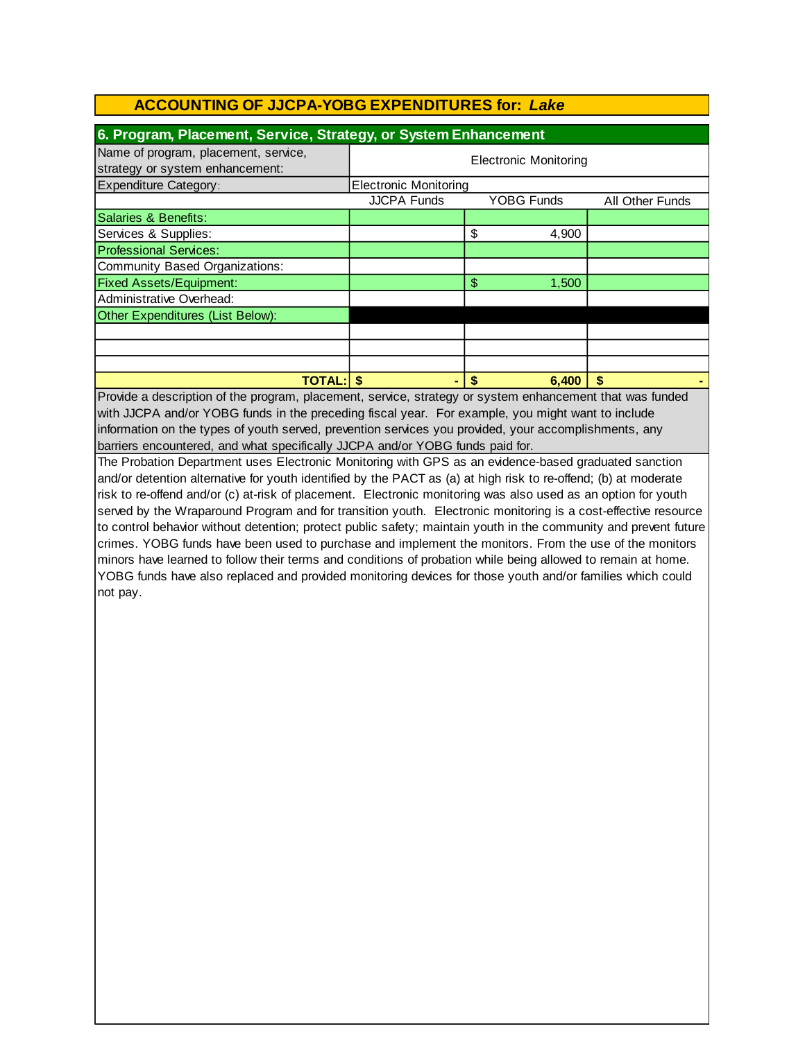## ACCOUNTING OF JJCPA-YOBG EXPENDITURES for: *Lake*

### 6. Program, Placement, Service, Strategy, or System Enhancement

| Name of program, placement, service, strategy or system enhancement: | Electronic Monitoring | | |
|---|---|---|---|
| Expenditure Category: | Electronic Monitoring | | |
| | JJCPA Funds | YOBG Funds | All Other Funds |
| Salaries & Benefits: | | | |
| Services & Supplies: | | $ 4,900 | |
| Professional Services: | | | |
| Community Based Organizations: | | | |
| Fixed Assets/Equipment: | | $ 1,500 | |
| Administrative Overhead: | | | |
| Other Expenditures (List Below): | | | |
| | | | |
| | | | |
| | | | |
| **TOTAL:** | **$ -** | **$ 6,400** | **$ -** |

Provide a description of the program, placement, service, strategy or system enhancement that was funded with JJCPA and/or YOBG funds in the preceding fiscal year. For example, you might want to include information on the types of youth served, prevention services you provided, your accomplishments, any barriers encountered, and what specifically JJCPA and/or YOBG funds paid for.

The Probation Department uses Electronic Monitoring with GPS as an evidence-based graduated sanction and/or detention alternative for youth identified by the PACT as (a) at high risk to re-offend; (b) at moderate risk to re-offend and/or (c) at-risk of placement. Electronic monitoring was also used as an option for youth served by the Wraparound Program and for transition youth. Electronic monitoring is a cost-effective resource to control behavior without detention; protect public safety; maintain youth in the community and prevent future crimes. YOBG funds have been used to purchase and implement the monitors. From the use of the monitors minors have learned to follow their terms and conditions of probation while being allowed to remain at home. YOBG funds have also replaced and provided monitoring devices for those youth and/or families which could not pay.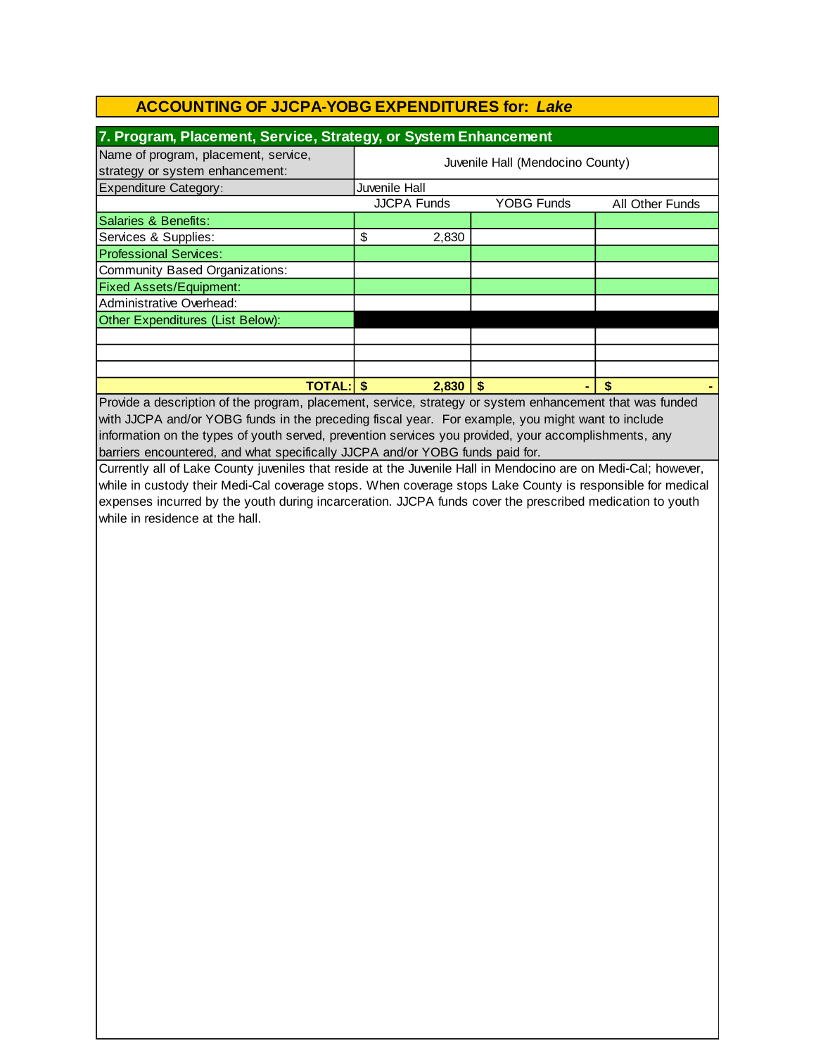## ACCOUNTING OF JJCPA-YOBG EXPENDITURES for: *Lake*

### 7. Program, Placement, Service, Strategy, or System Enhancement

| | | | |
|---|---|---|---|
| Name of program, placement, service, strategy or system enhancement: | Juvenile Hall (Mendocino County) | | |
| Expenditure Category: | Juvenile Hall | | |
| | JJCPA Funds | YOBG Funds | All Other Funds |
| Salaries & Benefits: | | | |
| Services & Supplies: | $ 2,830 | | |
| Professional Services: | | | |
| Community Based Organizations: | | | |
| Fixed Assets/Equipment: | | | |
| Administrative Overhead: | | | |
| Other Expenditures (List Below): | | | |
| | | | |
| | | | |
| | | | |
| **TOTAL:** | **$ 2,830** | **$ -** | **$ -** |

Provide a description of the program, placement, service, strategy or system enhancement that was funded with JJCPA and/or YOBG funds in the preceding fiscal year. For example, you might want to include information on the types of youth served, prevention services you provided, your accomplishments, any barriers encountered, and what specifically JJCPA and/or YOBG funds paid for.

Currently all of Lake County juveniles that reside at the Juvenile Hall in Mendocino are on Medi-Cal; however, while in custody their Medi-Cal coverage stops. When coverage stops Lake County is responsible for medical expenses incurred by the youth during incarceration. JJCPA funds cover the prescribed medication to youth while in residence at the hall.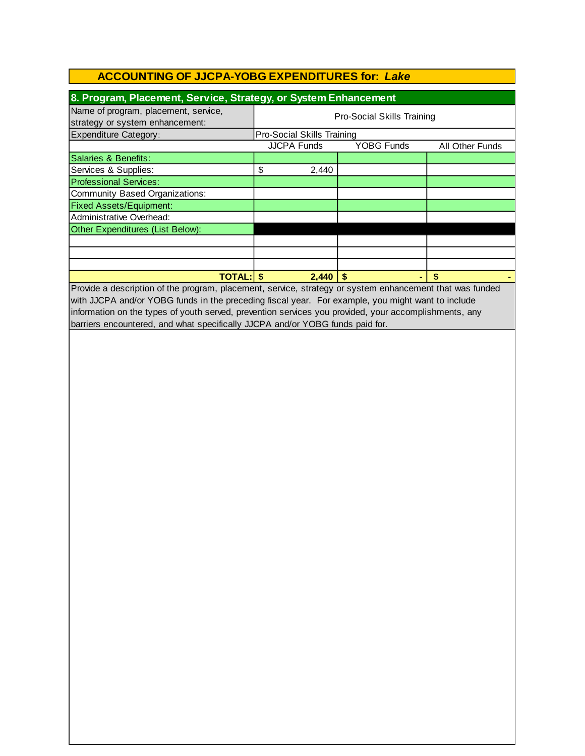## ACCOUNTING OF JJCPA-YOBG EXPENDITURES for: *Lake*

### 8. Program, Placement, Service, Strategy, or System Enhancement

| | | | |
|---|---|---|---|
| Name of program, placement, service, strategy or system enhancement: | Pro-Social Skills Training | | |
| Expenditure Category: | Pro-Social Skills Training | | |
| | JJCPA Funds | YOBG Funds | All Other Funds |
| Salaries & Benefits: | | | |
| Services & Supplies: | $ 2,440 | | |
| Professional Services: | | | |
| Community Based Organizations: | | | |
| Fixed Assets/Equipment: | | | |
| Administrative Overhead: | | | |
| Other Expenditures (List Below): | | | |
| | | | |
| | | | |
| | | | |
| **TOTAL:** | **$ 2,440** | **$ -** | **$ -** |

Provide a description of the program, placement, service, strategy or system enhancement that was funded with JJCPA and/or YOBG funds in the preceding fiscal year. For example, you might want to include information on the types of youth served, prevention services you provided, your accomplishments, any barriers encountered, and what specifically JJCPA and/or YOBG funds paid for.